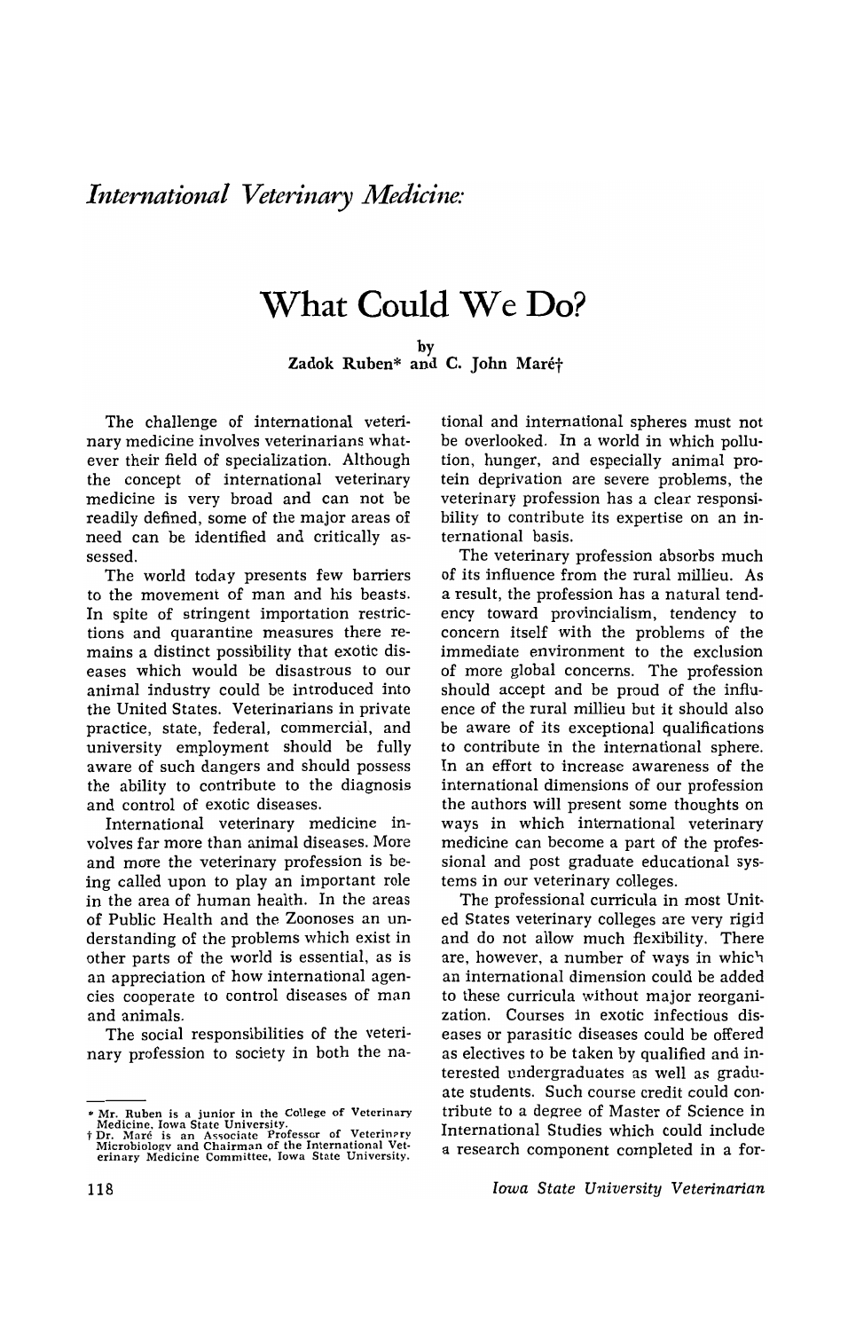## *International Veterinary Medicine:*

# What Could We Do?

by
Zadok Ruben* and C. John Maré†

The challenge of international veterinary medicine involves veterinarians whatever their field of specialization. Although the concept of international veterinary medicine is very broad and can not be readily defined, some of the major areas of need can be identified and critically assessed.

The world today presents few barriers to the movement of man and his beasts. In spite of stringent importation restrictions and quarantine measures there remains a distinct possibility that exotic diseases which would be disastrous to our animal industry could be introduced into the United States. Veterinarians in private practice, state, federal, commercial, and university employment should be fully aware of such dangers and should possess the ability to contribute to the diagnosis and control of exotic diseases.

International veterinary medicine involves far more than animal diseases. More and more the veterinary profession is being called upon to play an important role in the area of human health. In the areas of Public Health and the Zoonoses an understanding of the problems which exist in other parts of the world is essential, as is an appreciation of how international agencies cooperate to control diseases of man and animals.

The social responsibilities of the veterinary profession to society in both the national and international spheres must not be overlooked. In a world in which pollution, hunger, and especially animal protein deprivation are severe problems, the veterinary profession has a clear responsibility to contribute its expertise on an international basis.

The veterinary profession absorbs much of its influence from the rural millieu. As a result, the profession has a natural tendency toward provincialism, tendency to concern itself with the problems of the immediate environment to the exclusion of more global concerns. The profession should accept and be proud of the influence of the rural millieu but it should also be aware of its exceptional qualifications to contribute in the international sphere. In an effort to increase awareness of the international dimensions of our profession the authors will present some thoughts on ways in which international veterinary medicine can become a part of the professional and post graduate educational systems in our veterinary colleges.

The professional curricula in most United States veterinary colleges are very rigid and do not allow much flexibility. There are, however, a number of ways in which an international dimension could be added to these curricula without major reorganization. Courses in exotic infectious diseases or parasitic diseases could be offered as electives to be taken by qualified and interested undergraduates as well as graduate students. Such course credit could contribute to a degree of Master of Science in International Studies which could include a research component completed in a for-

---

\* Mr. Ruben is a junior in the College of Veterinary Medicine, Iowa State University.
† Dr. Maré is an Associate Professor of Veterinary Microbiology and Chairman of the International Veterinary Medicine Committee, Iowa State University.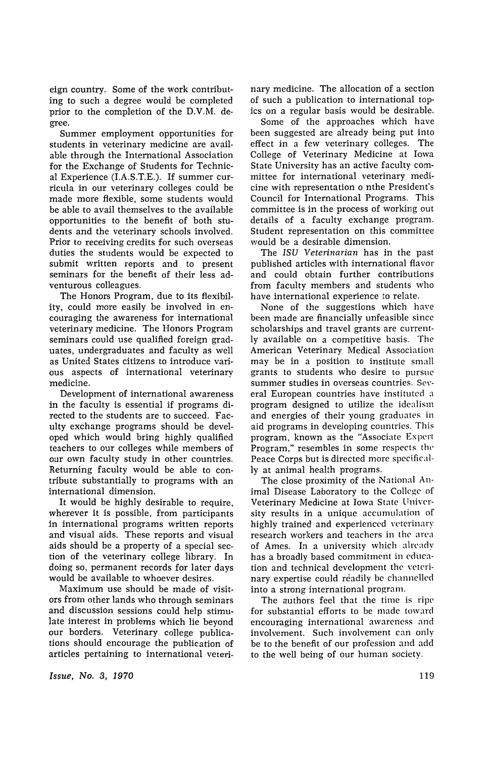eign country. Some of the work contributing to such a degree would be completed prior to the completion of the D.V.M. degree.

Summer employment opportunities for students in veterinary medicine are available through the International Association for the Exchange of Students for Technical Experience (I.A.S.T.E.). If summer curricula in our veterinary colleges could be made more flexible, some students would be able to avail themselves to the available opportunities to the benefit of both students and the veterinary schools involved. Prior to receiving credits for such overseas duties the students would be expected to submit written reports and to present seminars for the benefit of their less adventurous colleagues.

The Honors Program, due to its flexibility, could more easily be involved in encouraging the awareness for international veterinary medicine. The Honors Program seminars could use qualified foreign graduates, undergraduates and faculty as well as United States citizens to introduce various aspects of international veterinary medicine.

Development of international awareness in the faculty is essential if programs directed to the students are to succeed. Faculty exchange programs should be developed which would bring highly qualified teachers to our colleges while members of our own faculty study in other countries. Returning faculty would be able to contribute substantially to programs with an international dimension.

It would be highly desirable to require, wherever it is possible, from participants in international programs written reports and visual aids. These reports and visual aids should be a property of a special section of the veterinary college library. In doing so, permanent records for later days would be available to whoever desires.

Maximum use should be made of visitors from other lands who through seminars and discussion sessions could help stimulate interest in problems which lie beyond our borders. Veterinary college publications should encourage the publication of articles pertaining to international veterinary medicine. The allocation of a section of such a publication to international topics on a regular basis would be desirable.

Some of the approaches which have been suggested are already being put into effect in a few veterinary colleges. The College of Veterinary Medicine at Iowa State University has an active faculty committee for international veterinary medicine with representation o nthe President's Council for International Programs. This committee is in the process of working out details of a faculty exchange program. Student representation on this committee would be a desirable dimension.

The *ISU Veterinarian* has in the past published articles with international flavor and could obtain further contributions from faculty members and students who have international experience to relate.

None of the suggestions which have been made are financially unfeasible since scholarships and travel grants are currently available on a competitive basis. The American Veterinary Medical Association may be in a position to institute small grants to students who desire to pursue summer studies in overseas countries. Several European countries have instituted a program designed to utilize the idealism and energies of their young graduates in aid programs in developing countries. This program, known as the "Associate Expert Program," resembles in some respects the Peace Corps but is directed more specifically at animal health programs.

The close proximity of the National Animal Disease Laboratory to the College of Veterinary Medicine at Iowa State University results in a unique accumulation of highly trained and experienced veterinary research workers and teachers in the area of Ames. In a university which already has a broadly based commitment in education and technical development the veterinary expertise could readily be channelled into a strong international program.

The authors feel that the time is ripe for substantial efforts to be made toward encouraging international awareness and involvement. Such involvement can only be to the benefit of our profession and add to the well being of our human society.